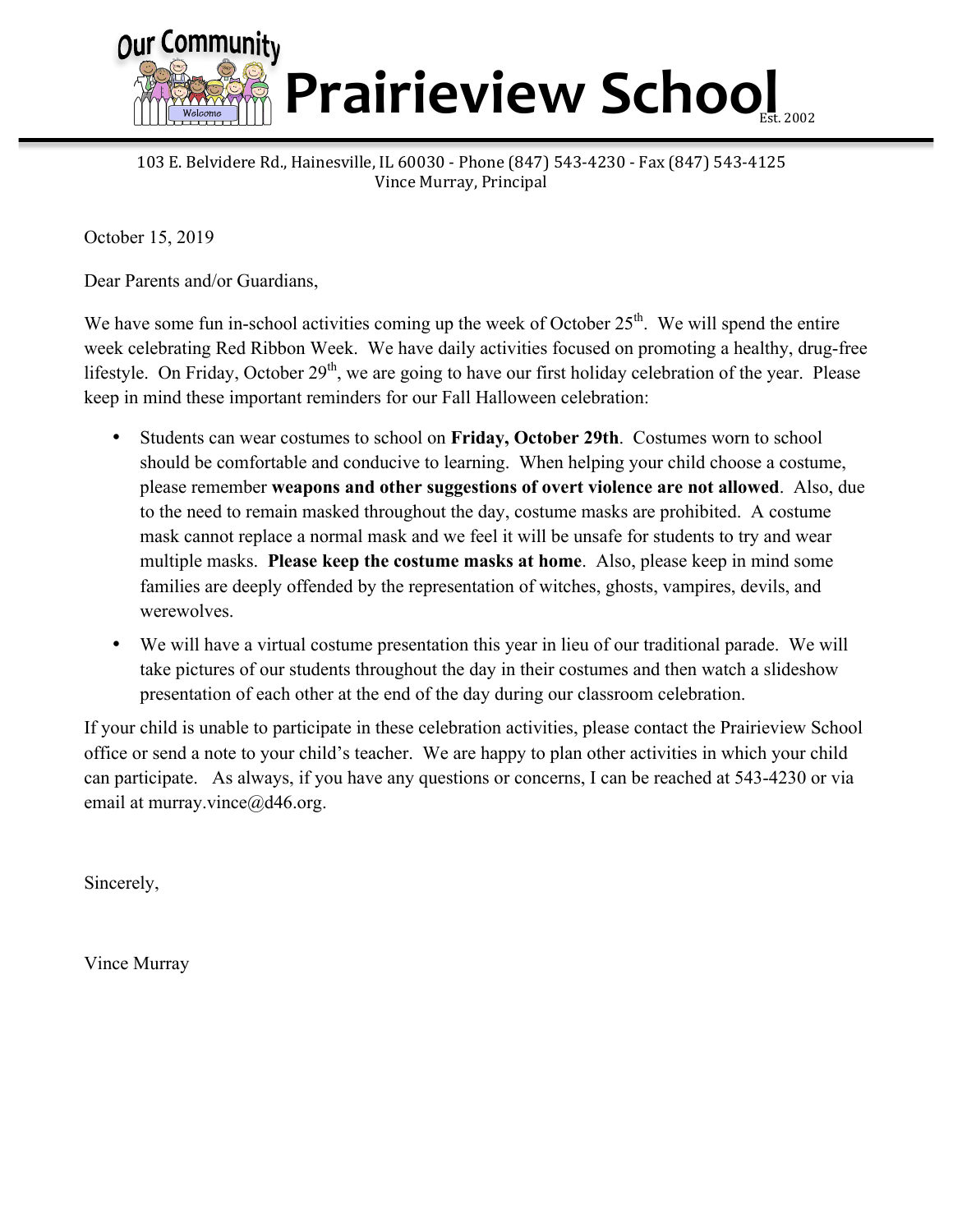# Prairieview School

Our Community

Welcome

Est. 2002

103 E. Belvidere Rd., Hainesville, IL 60030 - Phone (847) 543-4230 - Fax (847) 543-4125
Vince Murray, Principal

October 15, 2019

Dear Parents and/or Guardians,

We have some fun in-school activities coming up the week of October 25th. We will spend the entire week celebrating Red Ribbon Week. We have daily activities focused on promoting a healthy, drug-free lifestyle. On Friday, October 29th, we are going to have our first holiday celebration of the year. Please keep in mind these important reminders for our Fall Halloween celebration:

- Students can wear costumes to school on **Friday, October 29th**. Costumes worn to school should be comfortable and conducive to learning. When helping your child choose a costume, please remember **weapons and other suggestions of overt violence are not allowed**. Also, due to the need to remain masked throughout the day, costume masks are prohibited. A costume mask cannot replace a normal mask and we feel it will be unsafe for students to try and wear multiple masks. **Please keep the costume masks at home**. Also, please keep in mind some families are deeply offended by the representation of witches, ghosts, vampires, devils, and werewolves.
- We will have a virtual costume presentation this year in lieu of our traditional parade. We will take pictures of our students throughout the day in their costumes and then watch a slideshow presentation of each other at the end of the day during our classroom celebration.

If your child is unable to participate in these celebration activities, please contact the Prairieview School office or send a note to your child's teacher. We are happy to plan other activities in which your child can participate. As always, if you have any questions or concerns, I can be reached at 543-4230 or via email at murray.vince@d46.org.

Sincerely,

Vince Murray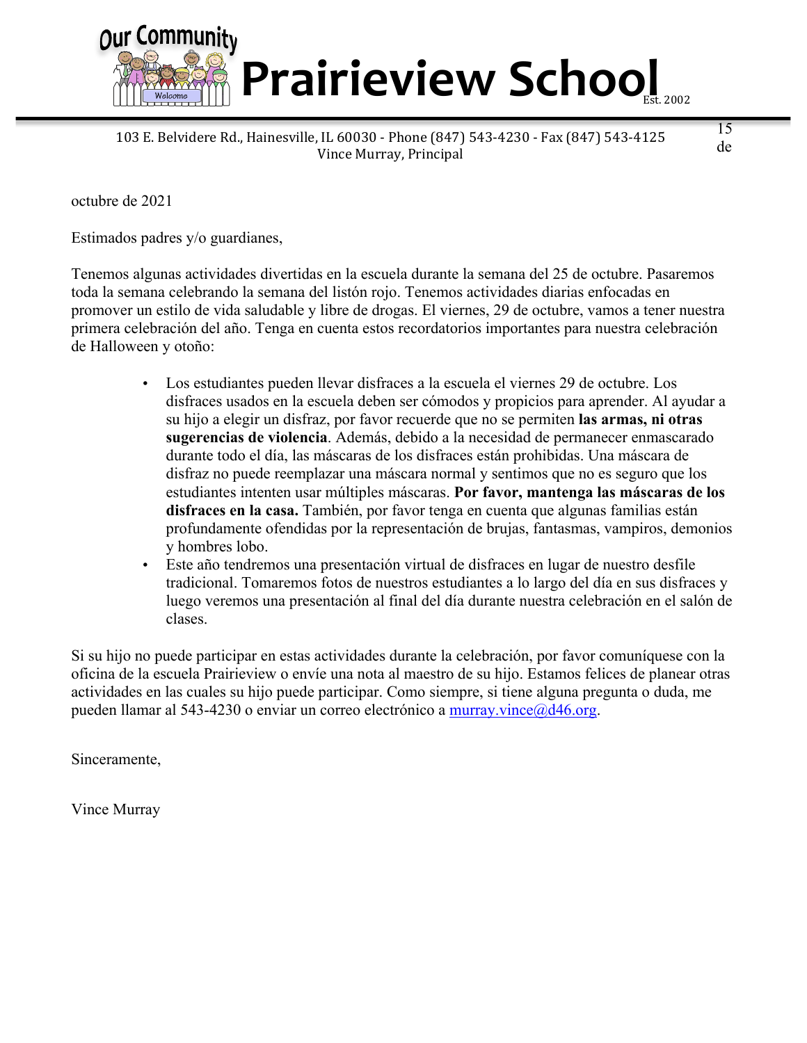# Our Community Prairieview School

Est. 2002

103 E. Belvidere Rd., Hainesville, IL 60030 - Phone (847) 543-4230 - Fax (847) 543-4125
Vince Murray, Principal

15 de octubre de 2021

Estimados padres y/o guardianes,

Tenemos algunas actividades divertidas en la escuela durante la semana del 25 de octubre. Pasaremos toda la semana celebrando la semana del listón rojo. Tenemos actividades diarias enfocadas en promover un estilo de vida saludable y libre de drogas. El viernes, 29 de octubre, vamos a tener nuestra primera celebración del año. Tenga en cuenta estos recordatorios importantes para nuestra celebración de Halloween y otoño:

- Los estudiantes pueden llevar disfraces a la escuela el viernes 29 de octubre. Los disfraces usados en la escuela deben ser cómodos y propicios para aprender. Al ayudar a su hijo a elegir un disfraz, por favor recuerde que no se permiten **las armas, ni otras sugerencias de violencia**. Además, debido a la necesidad de permanecer enmascarado durante todo el día, las máscaras de los disfraces están prohibidas. Una máscara de disfraz no puede reemplazar una máscara normal y sentimos que no es seguro que los estudiantes intenten usar múltiples máscaras. **Por favor, mantenga las máscaras de los disfraces en la casa.** También, por favor tenga en cuenta que algunas familias están profundamente ofendidas por la representación de brujas, fantasmas, vampiros, demonios y hombres lobo.
- Este año tendremos una presentación virtual de disfraces en lugar de nuestro desfile tradicional. Tomaremos fotos de nuestros estudiantes a lo largo del día en sus disfraces y luego veremos una presentación al final del día durante nuestra celebración en el salón de clases.

Si su hijo no puede participar en estas actividades durante la celebración, por favor comuníquese con la oficina de la escuela Prairieview o envíe una nota al maestro de su hijo. Estamos felices de planear otras actividades en las cuales su hijo puede participar. Como siempre, si tiene alguna pregunta o duda, me pueden llamar al 543-4230 o enviar un correo electrónico a murray.vince@d46.org.

Sinceramente,

Vince Murray